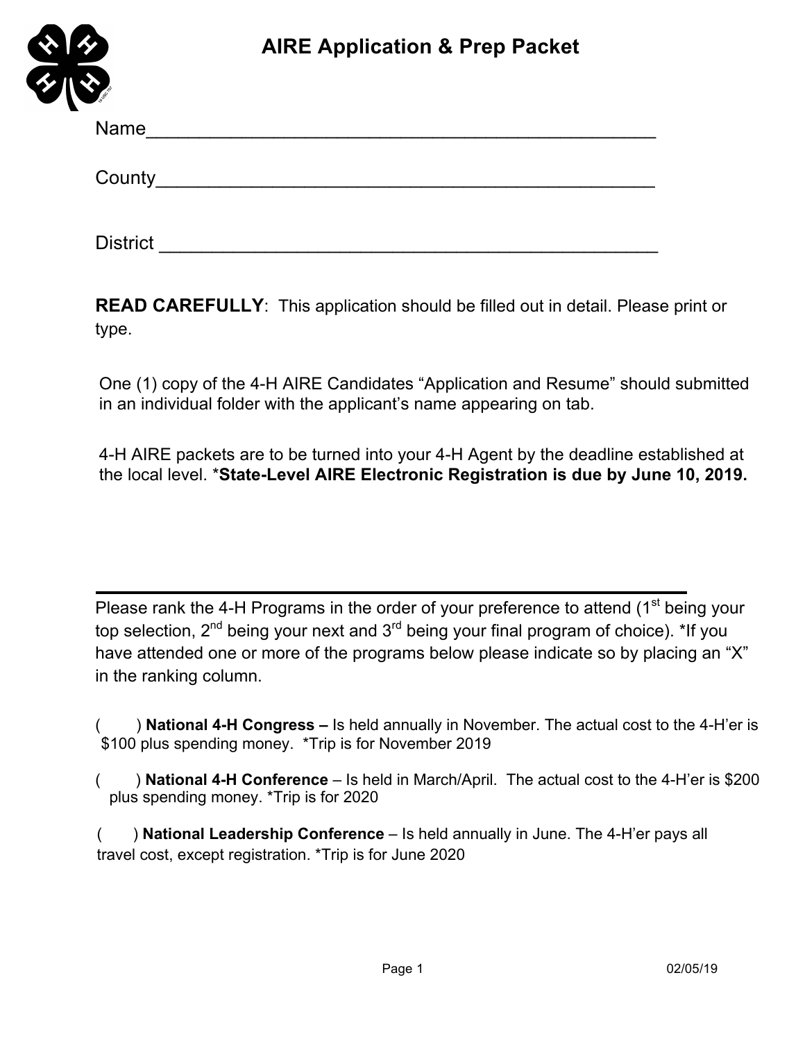# AIRE Application & Prep Packet

Name\_\_\_\_\_\_\_\_\_\_\_\_\_\_\_\_\_\_\_\_\_\_\_\_\_\_\_\_\_\_\_\_\_\_\_\_\_\_\_\_\_\_\_\_\_\_

County\_\_\_\_\_\_\_\_\_\_\_\_\_\_\_\_\_\_\_\_\_\_\_\_\_\_\_\_\_\_\_\_\_\_\_\_\_\_\_\_\_\_\_\_\_\_

District \_\_\_\_\_\_\_\_\_\_\_\_\_\_\_\_\_\_\_\_\_\_\_\_\_\_\_\_\_\_\_\_\_\_\_\_\_\_\_\_\_\_\_\_\_\_

**READ CAREFULLY**: This application should be filled out in detail. Please print or type.

One (1) copy of the 4-H AIRE Candidates "Application and Resume" should submitted in an individual folder with the applicant's name appearing on tab.

4-H AIRE packets are to be turned into your 4-H Agent by the deadline established at the local level. ***State-Level AIRE Electronic Registration is due by June 10, 2019.**

---

Please rank the 4-H Programs in the order of your preference to attend (1st being your top selection, 2nd being your next and 3rd being your final program of choice). *If you have attended one or more of the programs below please indicate so by placing an "X" in the ranking column.

(     ) **National 4-H Congress –** Is held annually in November. The actual cost to the 4-H'er is $100 plus spending money. *Trip is for November 2019

(     ) **National 4-H Conference** – Is held in March/April. The actual cost to the 4-H'er is $200 plus spending money. *Trip is for 2020

(     ) **National Leadership Conference** – Is held annually in June. The 4-H'er pays all travel cost, except registration. *Trip is for June 2020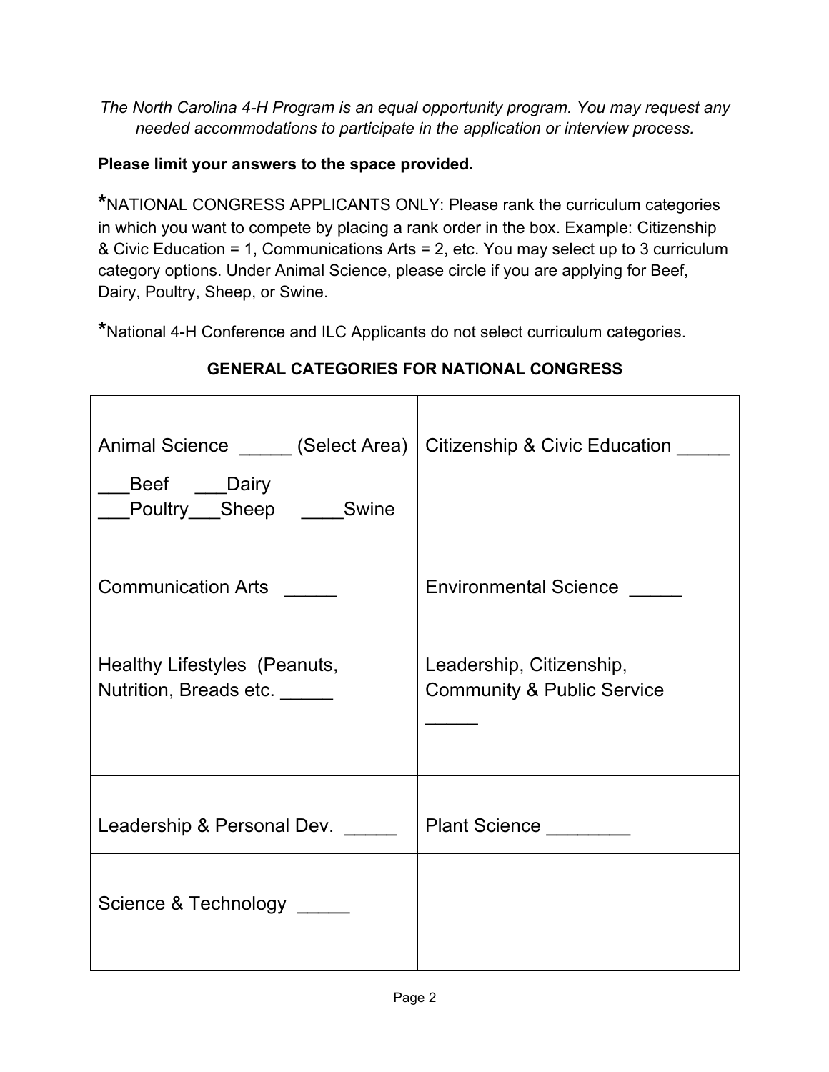*The North Carolina 4-H Program is an equal opportunity program. You may request any needed accommodations to participate in the application or interview process.*

**Please limit your answers to the space provided.**

*NATIONAL CONGRESS APPLICANTS ONLY: Please rank the curriculum categories in which you want to compete by placing a rank order in the box. Example: Citizenship & Civic Education = 1, Communications Arts = 2, etc. You may select up to 3 curriculum category options. Under Animal Science, please circle if you are applying for Beef, Dairy, Poultry, Sheep, or Swine.

*National 4-H Conference and ILC Applicants do not select curriculum categories.

**GENERAL CATEGORIES FOR NATIONAL CONGRESS**

| | |
|---|---|
| Animal Science _____ (Select Area)<br>___Beef ___Dairy<br>___Poultry___Sheep ____Swine | Citizenship & Civic Education _____ |
| Communication Arts _____ | Environmental Science _____ |
| Healthy Lifestyles (Peanuts, Nutrition, Breads etc. _____ | Leadership, Citizenship, Community & Public Service _____ |
| Leadership & Personal Dev. _____ | Plant Science ________ |
| Science & Technology _____ | |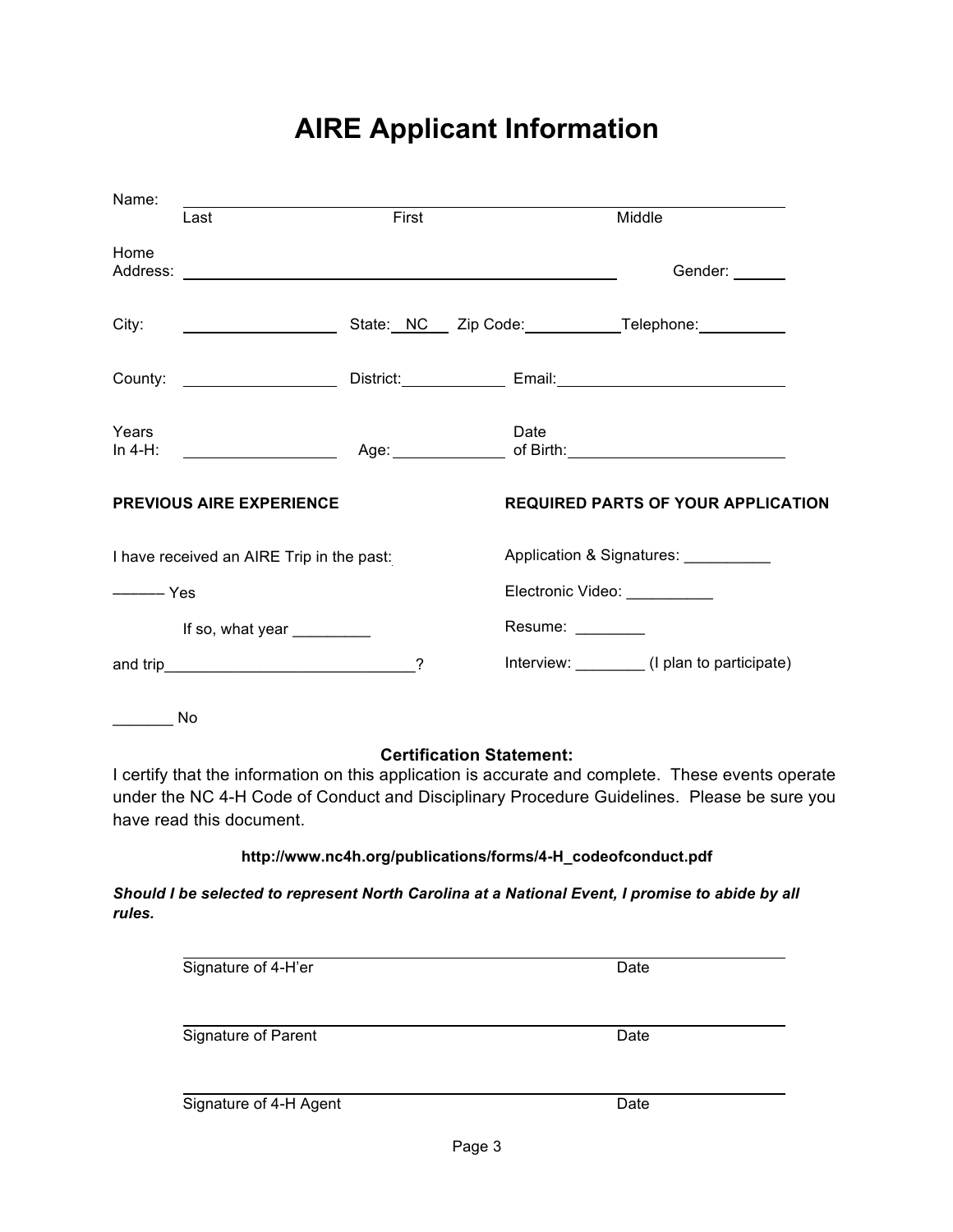# AIRE Applicant Information

Name: ______________________________________________
Last First Middle

Home Address: ______________________________________ Gender: ______

City: ______________ State: NC Zip Code: ___________ Telephone: __________

County: ______________ District: ____________ Email: __________________________

Years In 4-H: ______________ Age: ____________ Date of Birth: ________________________

**PREVIOUS AIRE EXPERIENCE**

I have received an AIRE Trip in the past:

——— Yes

If so, what year _________

and trip_____________________________?

_______ No

**REQUIRED PARTS OF YOUR APPLICATION**

Application & Signatures: __________

Electronic Video: __________

Resume: ________

Interview: ________ (I plan to participate)

**Certification Statement:**

I certify that the information on this application is accurate and complete. These events operate under the NC 4-H Code of Conduct and Disciplinary Procedure Guidelines. Please be sure you have read this document.

**http://www.nc4h.org/publications/forms/4-H_codeofconduct.pdf**

***Should I be selected to represent North Carolina at a National Event, I promise to abide by all rules.***

______________________________________________
Signature of 4-H'er Date

______________________________________________
Signature of Parent Date

______________________________________________
Signature of 4-H Agent Date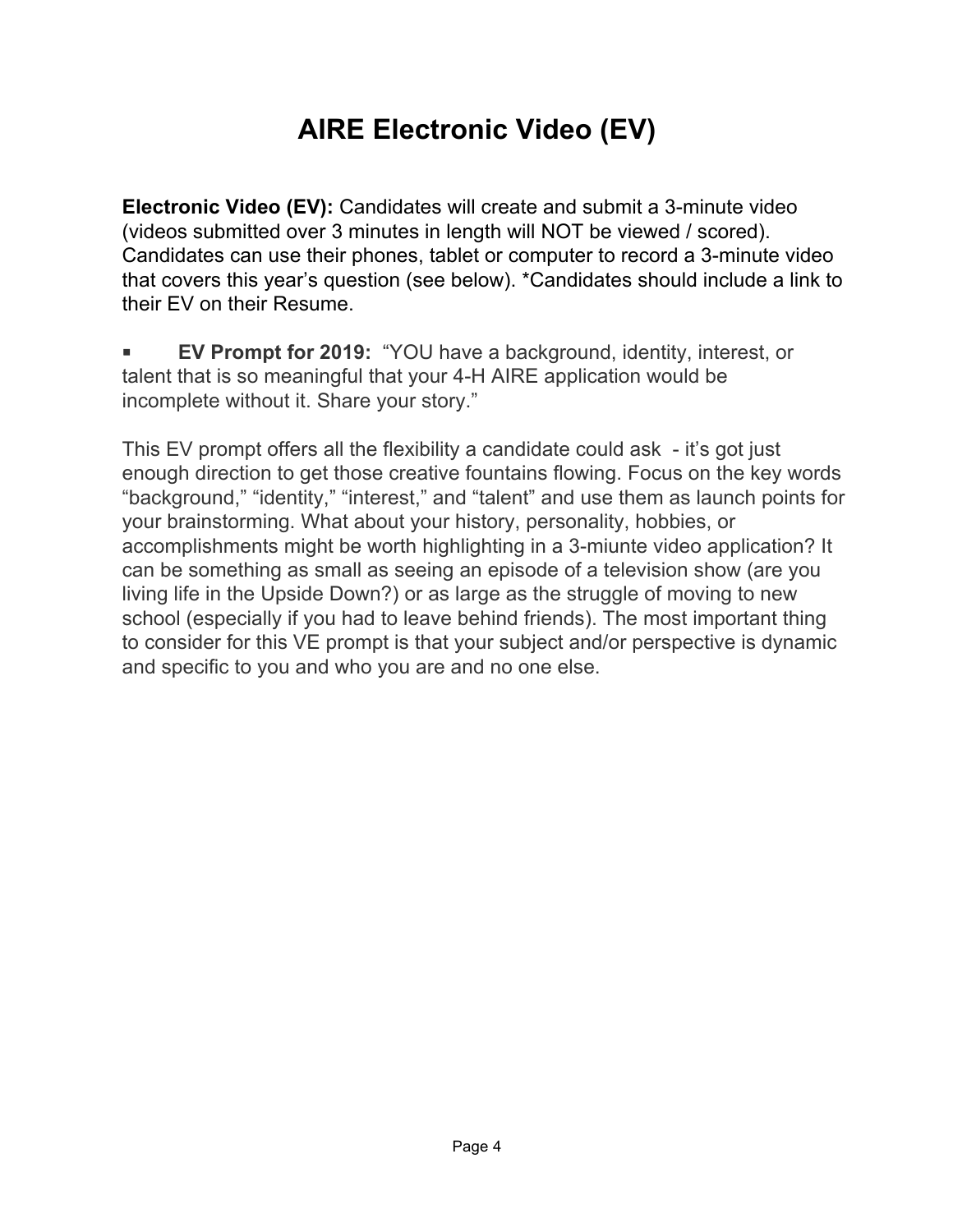# AIRE Electronic Video (EV)

**Electronic Video (EV):** Candidates will create and submit a 3-minute video (videos submitted over 3 minutes in length will NOT be viewed / scored). Candidates can use their phones, tablet or computer to record a 3-minute video that covers this year's question (see below). *Candidates should include a link to their EV on their Resume.

- **EV Prompt for 2019:** "YOU have a background, identity, interest, or talent that is so meaningful that your 4-H AIRE application would be incomplete without it. Share your story."

This EV prompt offers all the flexibility a candidate could ask - it's got just enough direction to get those creative fountains flowing. Focus on the key words "background," "identity," "interest," and "talent" and use them as launch points for your brainstorming. What about your history, personality, hobbies, or accomplishments might be worth highlighting in a 3-miunte video application? It can be something as small as seeing an episode of a television show (are you living life in the Upside Down?) or as large as the struggle of moving to new school (especially if you had to leave behind friends). The most important thing to consider for this VE prompt is that your subject and/or perspective is dynamic and specific to you and who you are and no one else.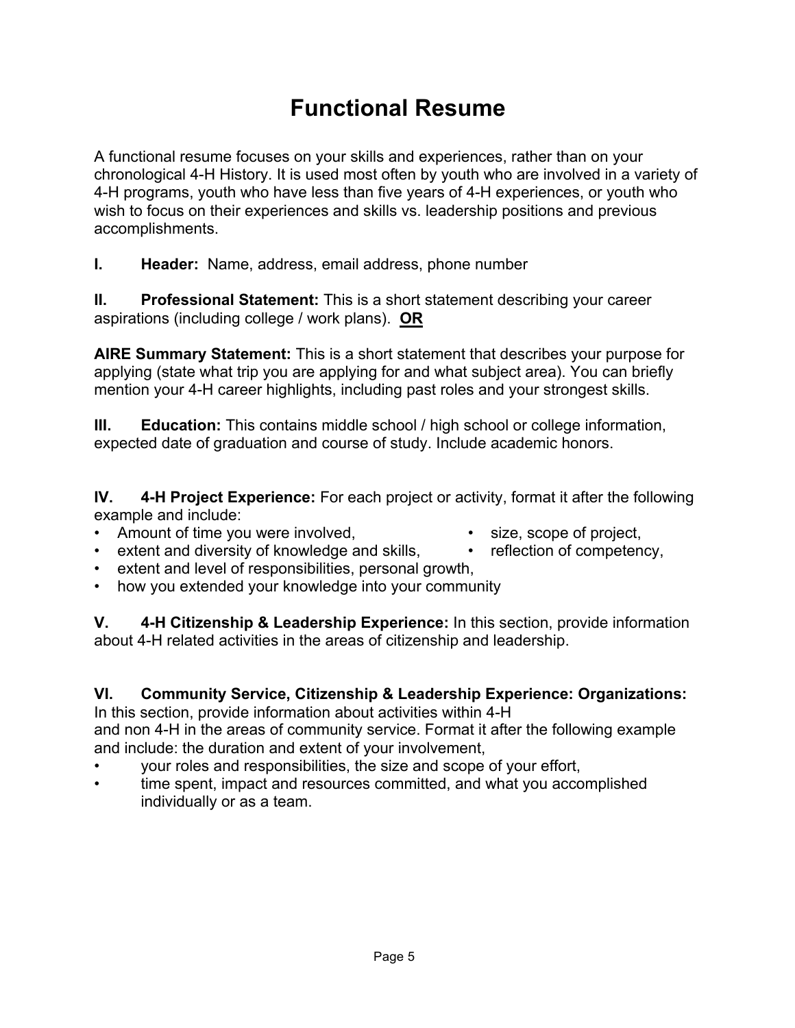# Functional Resume

A functional resume focuses on your skills and experiences, rather than on your chronological 4-H History. It is used most often by youth who are involved in a variety of 4-H programs, youth who have less than five years of 4-H experiences, or youth who wish to focus on their experiences and skills vs. leadership positions and previous accomplishments.

**I. Header:** Name, address, email address, phone number

**II. Professional Statement:** This is a short statement describing your career aspirations (including college / work plans). **<u>OR</u>**

**AIRE Summary Statement:** This is a short statement that describes your purpose for applying (state what trip you are applying for and what subject area). You can briefly mention your 4-H career highlights, including past roles and your strongest skills.

**III. Education:** This contains middle school / high school or college information, expected date of graduation and course of study. Include academic honors.

**IV. 4-H Project Experience:** For each project or activity, format it after the following example and include:

- Amount of time you were involved,
- size, scope of project,
- extent and diversity of knowledge and skills,
- reflection of competency,
- extent and level of responsibilities, personal growth,
- how you extended your knowledge into your community

**V. 4-H Citizenship & Leadership Experience:** In this section, provide information about 4-H related activities in the areas of citizenship and leadership.

**VI. Community Service, Citizenship & Leadership Experience: Organizations:** In this section, provide information about activities within 4-H and non 4-H in the areas of community service. Format it after the following example and include: the duration and extent of your involvement,

- your roles and responsibilities, the size and scope of your effort,
- time spent, impact and resources committed, and what you accomplished individually or as a team.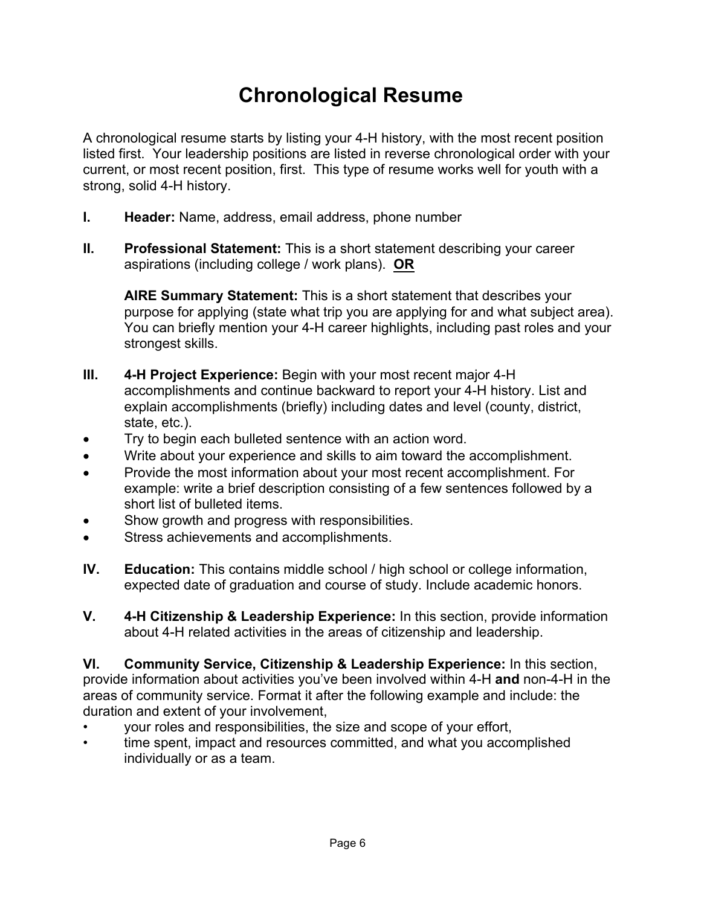# Chronological Resume

A chronological resume starts by listing your 4-H history, with the most recent position listed first. Your leadership positions are listed in reverse chronological order with your current, or most recent position, first. This type of resume works well for youth with a strong, solid 4-H history.

**I.** **Header:** Name, address, email address, phone number

**II.** **Professional Statement:** This is a short statement describing your career aspirations (including college / work plans). **OR**

**AIRE Summary Statement:** This is a short statement that describes your purpose for applying (state what trip you are applying for and what subject area). You can briefly mention your 4-H career highlights, including past roles and your strongest skills.

**III.** **4-H Project Experience:** Begin with your most recent major 4-H accomplishments and continue backward to report your 4-H history. List and explain accomplishments (briefly) including dates and level (county, district, state, etc.).

- Try to begin each bulleted sentence with an action word.
- Write about your experience and skills to aim toward the accomplishment.
- Provide the most information about your most recent accomplishment. For example: write a brief description consisting of a few sentences followed by a short list of bulleted items.
- Show growth and progress with responsibilities.
- Stress achievements and accomplishments.

**IV.** **Education:** This contains middle school / high school or college information, expected date of graduation and course of study. Include academic honors.

**V.** **4-H Citizenship & Leadership Experience:** In this section, provide information about 4-H related activities in the areas of citizenship and leadership.

**VI.** **Community Service, Citizenship & Leadership Experience:** In this section, provide information about activities you've been involved within 4-H **and** non-4-H in the areas of community service. Format it after the following example and include: the duration and extent of your involvement,

- your roles and responsibilities, the size and scope of your effort,
- time spent, impact and resources committed, and what you accomplished individually or as a team.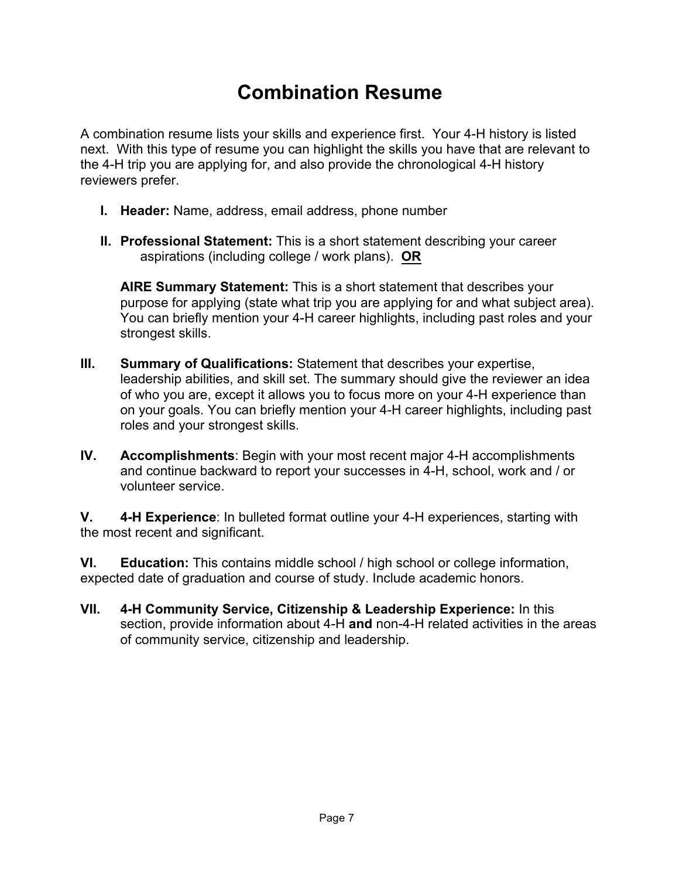# Combination Resume

A combination resume lists your skills and experience first. Your 4-H history is listed next. With this type of resume you can highlight the skills you have that are relevant to the 4-H trip you are applying for, and also provide the chronological 4-H history reviewers prefer.

I. **Header:** Name, address, email address, phone number

II. **Professional Statement:** This is a short statement describing your career aspirations (including college / work plans). **OR**

**AIRE Summary Statement:** This is a short statement that describes your purpose for applying (state what trip you are applying for and what subject area). You can briefly mention your 4-H career highlights, including past roles and your strongest skills.

III. **Summary of Qualifications:** Statement that describes your expertise, leadership abilities, and skill set. The summary should give the reviewer an idea of who you are, except it allows you to focus more on your 4-H experience than on your goals. You can briefly mention your 4-H career highlights, including past roles and your strongest skills.

IV. **Accomplishments**: Begin with your most recent major 4-H accomplishments and continue backward to report your successes in 4-H, school, work and / or volunteer service.

V. **4-H Experience**: In bulleted format outline your 4-H experiences, starting with the most recent and significant.

VI. **Education:** This contains middle school / high school or college information, expected date of graduation and course of study. Include academic honors.

VII. **4-H Community Service, Citizenship & Leadership Experience:** In this section, provide information about 4-H **and** non-4-H related activities in the areas of community service, citizenship and leadership.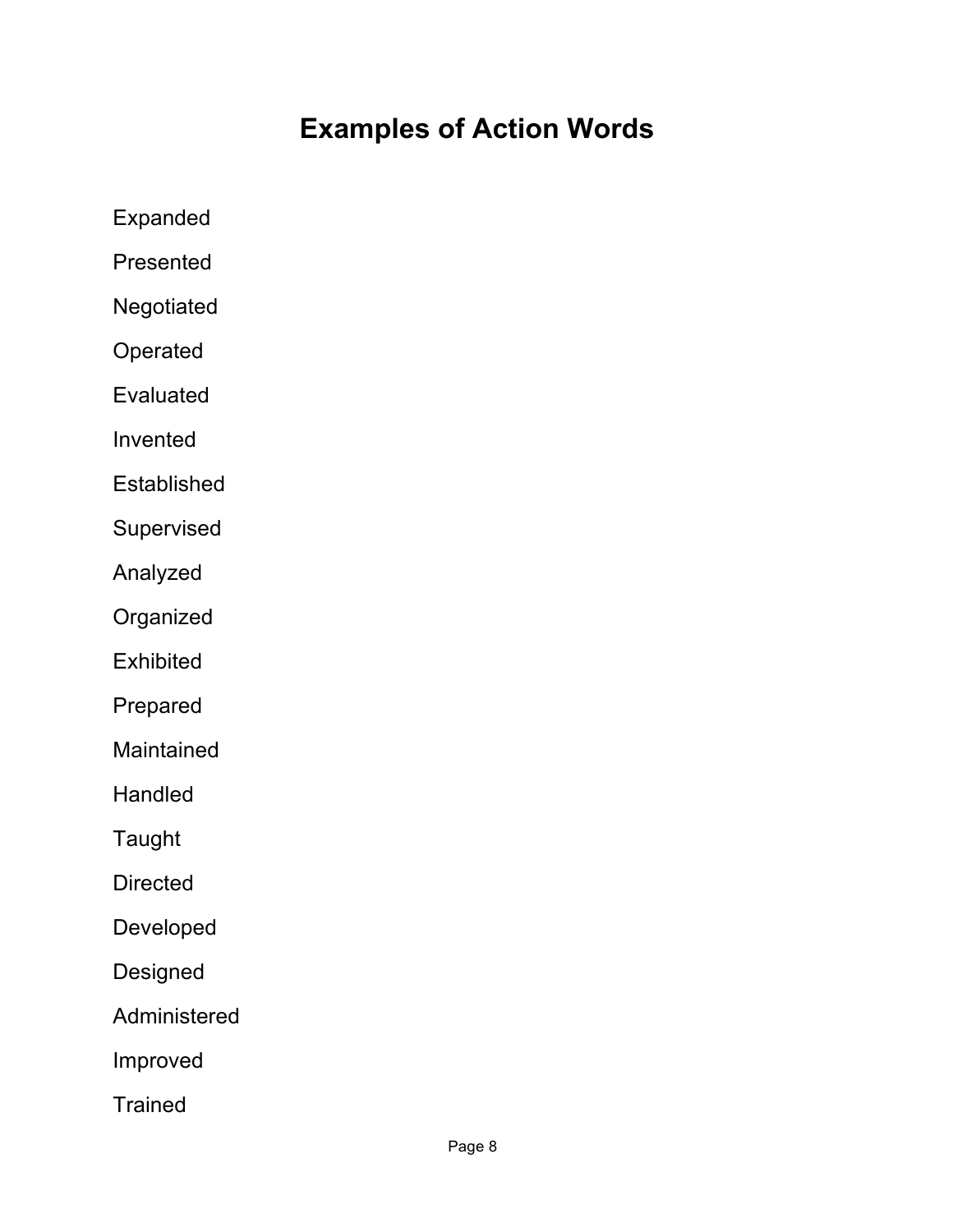# Examples of Action Words

Expanded

Presented

Negotiated

Operated

Evaluated

Invented

Established

Supervised

Analyzed

Organized

Exhibited

Prepared

Maintained

Handled

Taught

Directed

Developed

Designed

Administered

Improved

Trained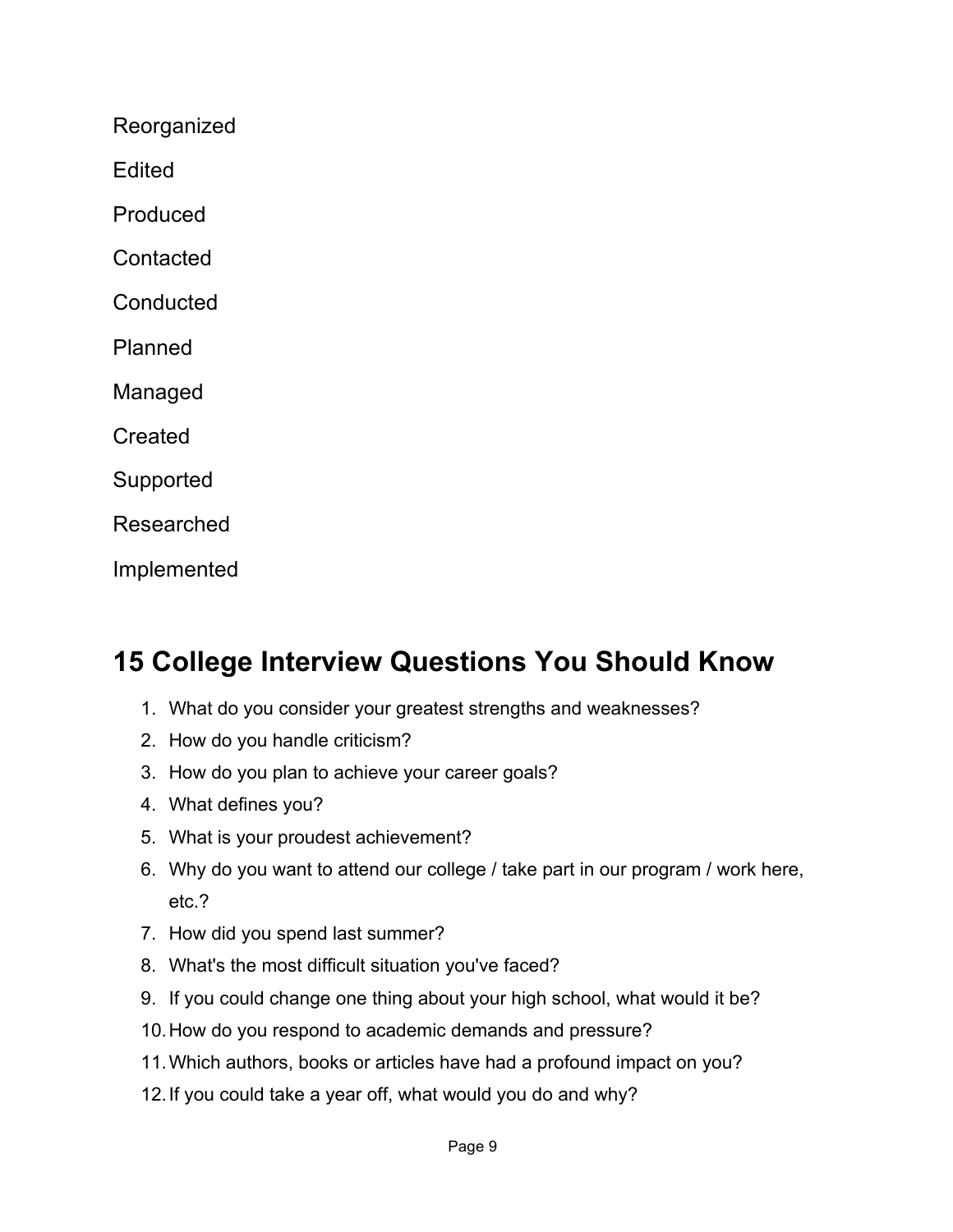Reorganized

Edited

Produced

Contacted

Conducted

Planned

Managed

Created

Supported

Researched

Implemented

## 15 College Interview Questions You Should Know

1. What do you consider your greatest strengths and weaknesses?
2. How do you handle criticism?
3. How do you plan to achieve your career goals?
4. What defines you?
5. What is your proudest achievement?
6. Why do you want to attend our college / take part in our program / work here, etc.?
7. How did you spend last summer?
8. What's the most difficult situation you've faced?
9. If you could change one thing about your high school, what would it be?
10. How do you respond to academic demands and pressure?
11. Which authors, books or articles have had a profound impact on you?
12. If you could take a year off, what would you do and why?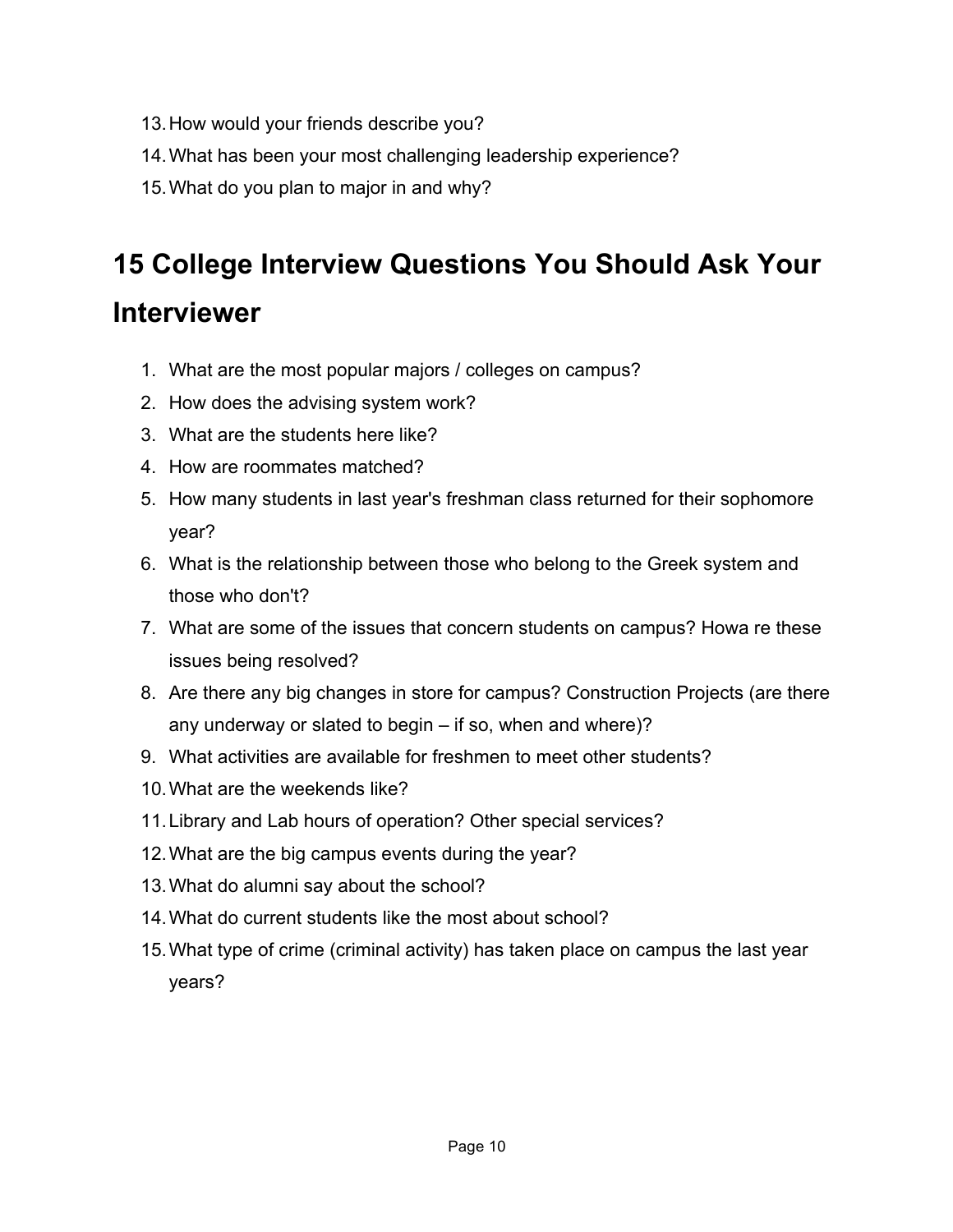13. How would your friends describe you?
14. What has been your most challenging leadership experience?
15. What do you plan to major in and why?

## 15 College Interview Questions You Should Ask Your Interviewer

1. What are the most popular majors / colleges on campus?
2. How does the advising system work?
3. What are the students here like?
4. How are roommates matched?
5. How many students in last year's freshman class returned for their sophomore year?
6. What is the relationship between those who belong to the Greek system and those who don't?
7. What are some of the issues that concern students on campus? Howa re these issues being resolved?
8. Are there any big changes in store for campus? Construction Projects (are there any underway or slated to begin – if so, when and where)?
9. What activities are available for freshmen to meet other students?
10. What are the weekends like?
11. Library and Lab hours of operation? Other special services?
12. What are the big campus events during the year?
13. What do alumni say about the school?
14. What do current students like the most about school?
15. What type of crime (criminal activity) has taken place on campus the last year years?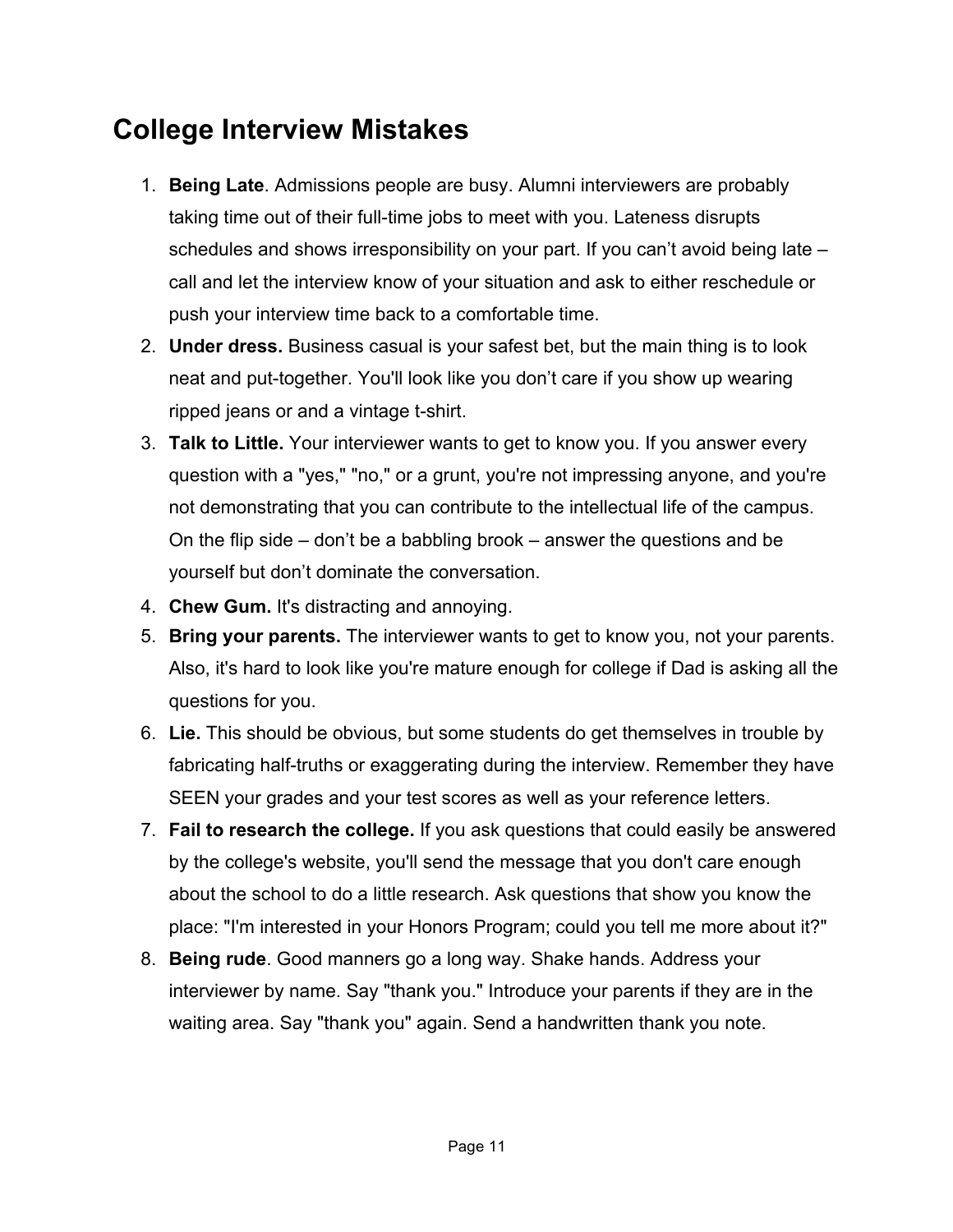## College Interview Mistakes

1. **Being Late**. Admissions people are busy. Alumni interviewers are probably taking time out of their full-time jobs to meet with you. Lateness disrupts schedules and shows irresponsibility on your part. If you can't avoid being late – call and let the interview know of your situation and ask to either reschedule or push your interview time back to a comfortable time.
2. **Under dress.** Business casual is your safest bet, but the main thing is to look neat and put-together. You'll look like you don't care if you show up wearing ripped jeans or and a vintage t-shirt.
3. **Talk to Little.** Your interviewer wants to get to know you. If you answer every question with a "yes," "no," or a grunt, you're not impressing anyone, and you're not demonstrating that you can contribute to the intellectual life of the campus. On the flip side – don't be a babbling brook – answer the questions and be yourself but don't dominate the conversation.
4. **Chew Gum.** It's distracting and annoying.
5. **Bring your parents.** The interviewer wants to get to know you, not your parents. Also, it's hard to look like you're mature enough for college if Dad is asking all the questions for you.
6. **Lie.** This should be obvious, but some students do get themselves in trouble by fabricating half-truths or exaggerating during the interview. Remember they have SEEN your grades and your test scores as well as your reference letters.
7. **Fail to research the college.** If you ask questions that could easily be answered by the college's website, you'll send the message that you don't care enough about the school to do a little research. Ask questions that show you know the place: "I'm interested in your Honors Program; could you tell me more about it?"
8. **Being rude**. Good manners go a long way. Shake hands. Address your interviewer by name. Say "thank you." Introduce your parents if they are in the waiting area. Say "thank you" again. Send a handwritten thank you note.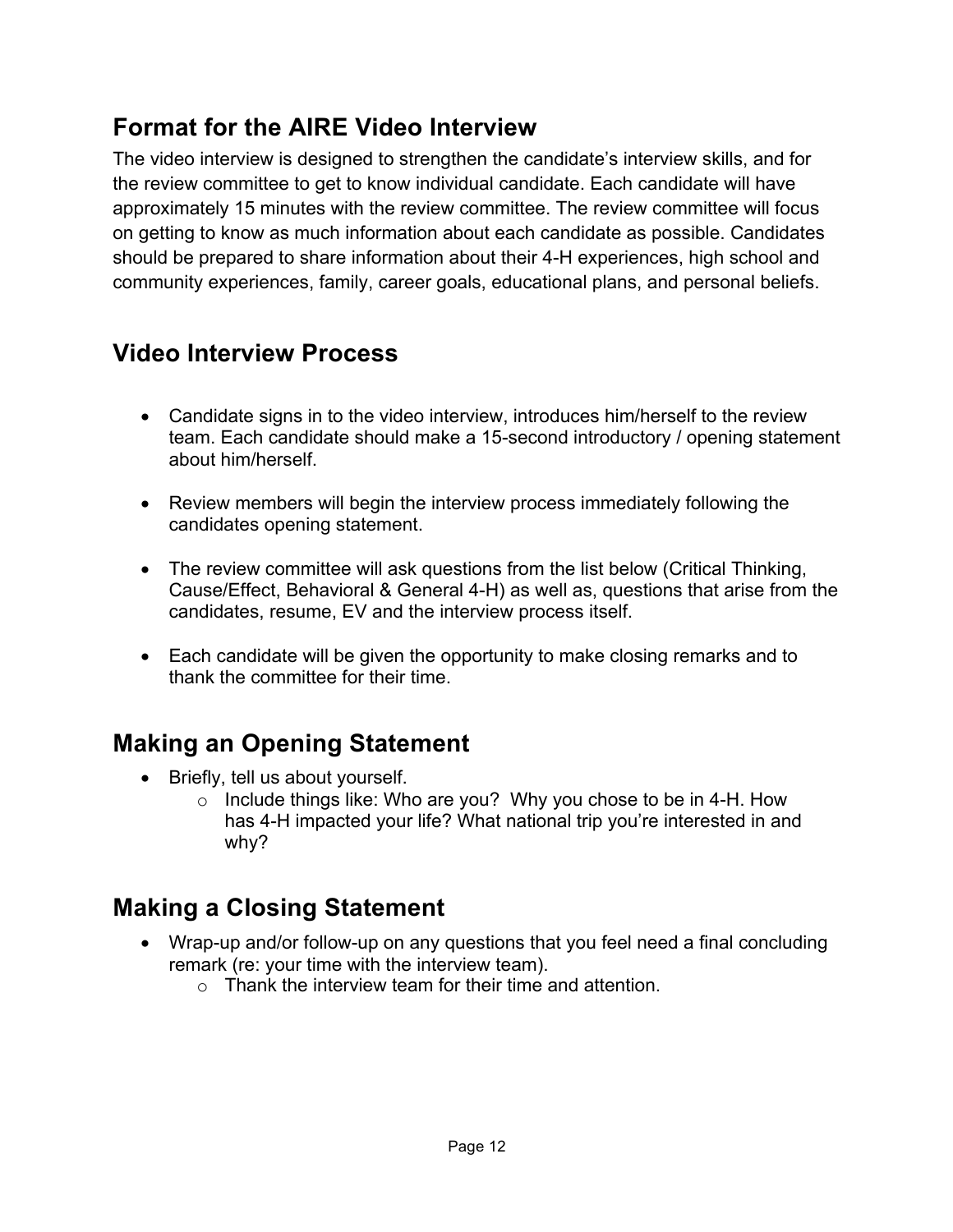## Format for the AIRE Video Interview

The video interview is designed to strengthen the candidate's interview skills, and for the review committee to get to know individual candidate. Each candidate will have approximately 15 minutes with the review committee. The review committee will focus on getting to know as much information about each candidate as possible. Candidates should be prepared to share information about their 4-H experiences, high school and community experiences, family, career goals, educational plans, and personal beliefs.

## Video Interview Process

- Candidate signs in to the video interview, introduces him/herself to the review team. Each candidate should make a 15-second introductory / opening statement about him/herself.
- Review members will begin the interview process immediately following the candidates opening statement.
- The review committee will ask questions from the list below (Critical Thinking, Cause/Effect, Behavioral & General 4-H) as well as, questions that arise from the candidates, resume, EV and the interview process itself.
- Each candidate will be given the opportunity to make closing remarks and to thank the committee for their time.

## Making an Opening Statement

- Briefly, tell us about yourself.
  - Include things like: Who are you? Why you chose to be in 4-H. How has 4-H impacted your life? What national trip you're interested in and why?

## Making a Closing Statement

- Wrap-up and/or follow-up on any questions that you feel need a final concluding remark (re: your time with the interview team).
  - Thank the interview team for their time and attention.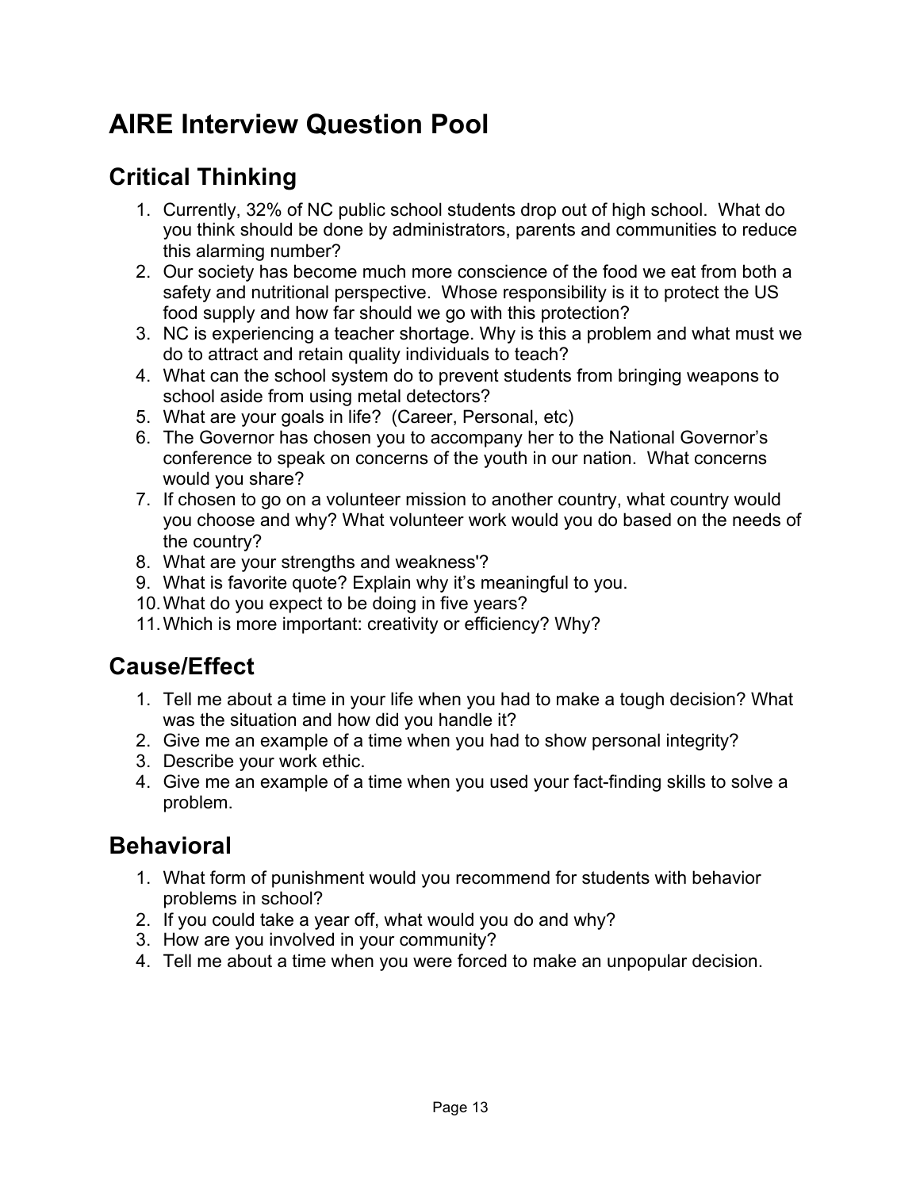# AIRE Interview Question Pool

## Critical Thinking

1. Currently, 32% of NC public school students drop out of high school. What do you think should be done by administrators, parents and communities to reduce this alarming number?
2. Our society has become much more conscience of the food we eat from both a safety and nutritional perspective. Whose responsibility is it to protect the US food supply and how far should we go with this protection?
3. NC is experiencing a teacher shortage. Why is this a problem and what must we do to attract and retain quality individuals to teach?
4. What can the school system do to prevent students from bringing weapons to school aside from using metal detectors?
5. What are your goals in life? (Career, Personal, etc)
6. The Governor has chosen you to accompany her to the National Governor's conference to speak on concerns of the youth in our nation. What concerns would you share?
7. If chosen to go on a volunteer mission to another country, what country would you choose and why? What volunteer work would you do based on the needs of the country?
8. What are your strengths and weakness'?
9. What is favorite quote? Explain why it's meaningful to you.
10. What do you expect to be doing in five years?
11. Which is more important: creativity or efficiency? Why?

## Cause/Effect

1. Tell me about a time in your life when you had to make a tough decision? What was the situation and how did you handle it?
2. Give me an example of a time when you had to show personal integrity?
3. Describe your work ethic.
4. Give me an example of a time when you used your fact-finding skills to solve a problem.

## Behavioral

1. What form of punishment would you recommend for students with behavior problems in school?
2. If you could take a year off, what would you do and why?
3. How are you involved in your community?
4. Tell me about a time when you were forced to make an unpopular decision.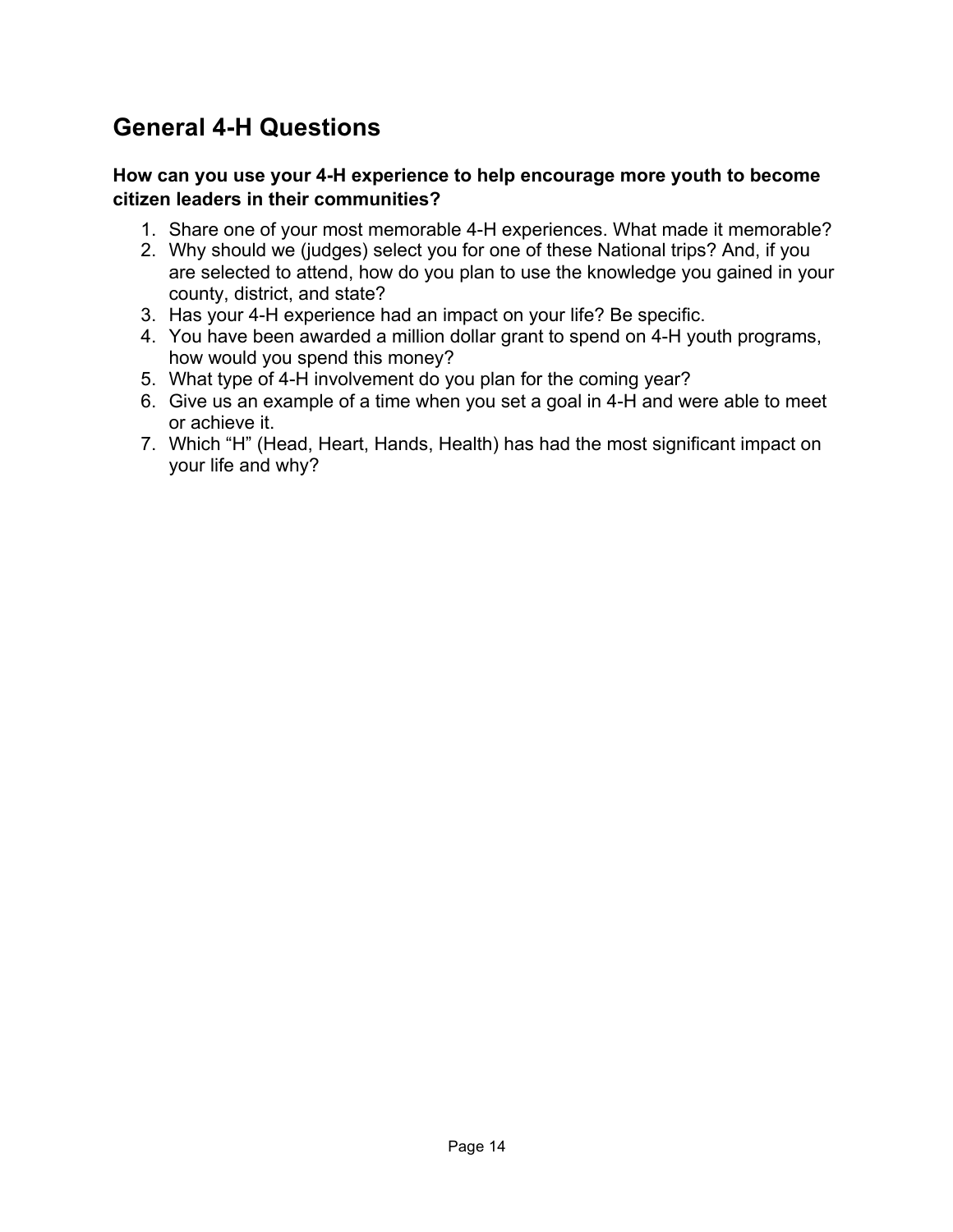## General 4-H Questions

**How can you use your 4-H experience to help encourage more youth to become citizen leaders in their communities?**

1. Share one of your most memorable 4-H experiences. What made it memorable?
2. Why should we (judges) select you for one of these National trips? And, if you are selected to attend, how do you plan to use the knowledge you gained in your county, district, and state?
3. Has your 4-H experience had an impact on your life? Be specific.
4. You have been awarded a million dollar grant to spend on 4-H youth programs, how would you spend this money?
5. What type of 4-H involvement do you plan for the coming year?
6. Give us an example of a time when you set a goal in 4-H and were able to meet or achieve it.
7. Which "H" (Head, Heart, Hands, Health) has had the most significant impact on your life and why?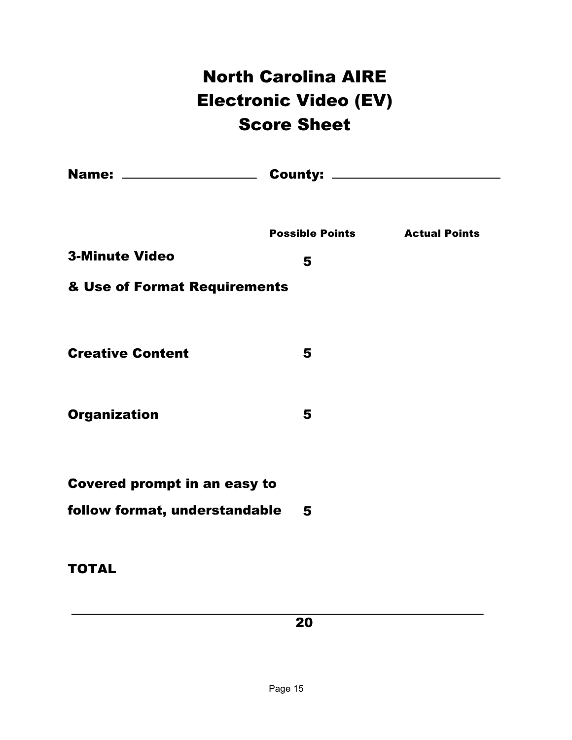# North Carolina AIRE
# Electronic Video (EV)
# Score Sheet

**Name:** ____________________ **County:** ________________________

| | Possible Points | Actual Points |
|---|---|---|
| **3-Minute Video & Use of Format Requirements** | **5** | |
| **Creative Content** | **5** | |
| **Organization** | **5** | |
| **Covered prompt in an easy to follow format, understandable** | **5** | |
| **TOTAL** | **20** | |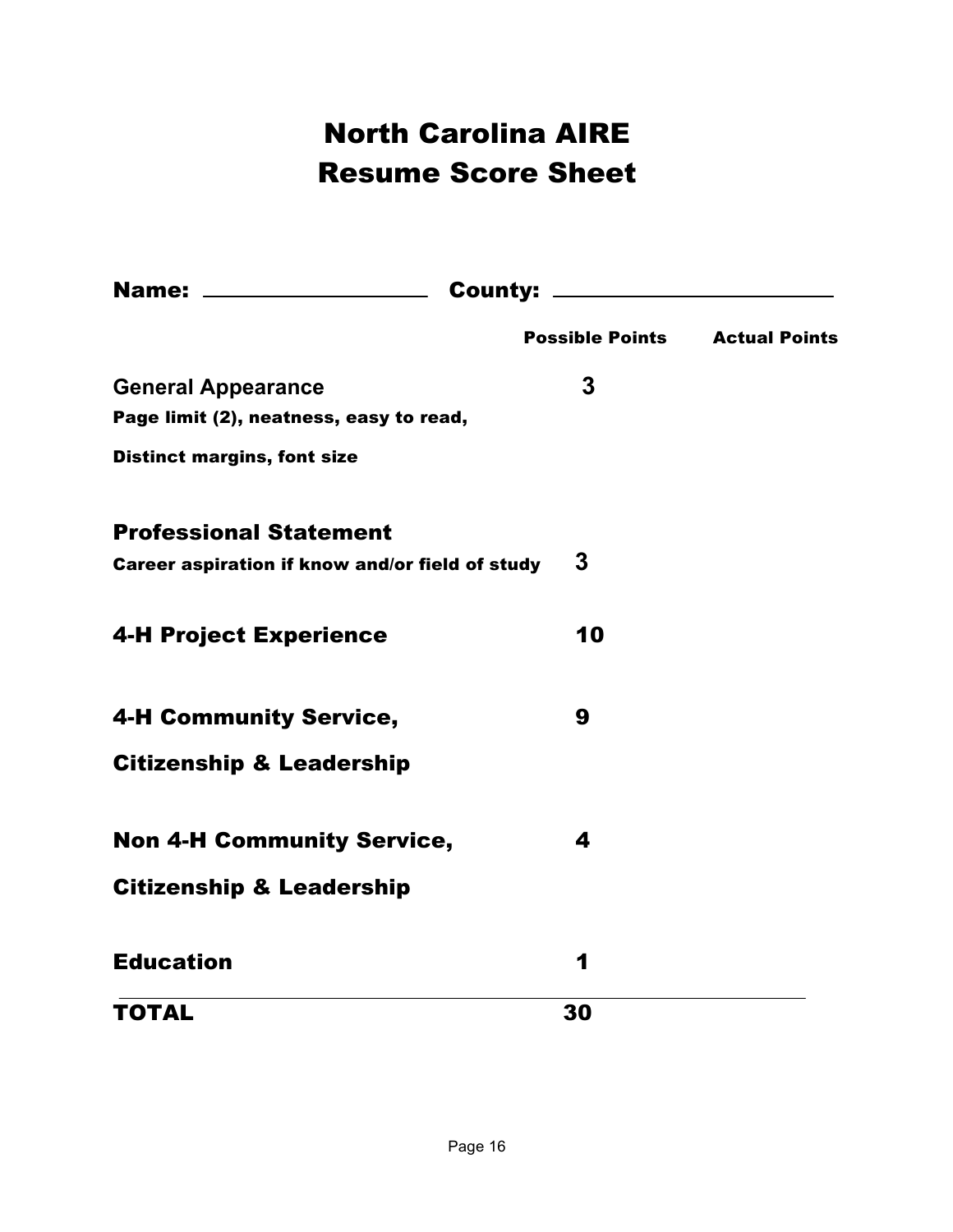# North Carolina AIRE
# Resume Score Sheet

**Name:** ____________________ **County:** ________________________

| | Possible Points | Actual Points |
|---|---|---|
| **General Appearance**<br>**Page limit (2), neatness, easy to read,**<br>**Distinct margins, font size** | 3 | |
| **Professional Statement**<br>**Career aspiration if know and/or field of study** | 3 | |
| **4-H Project Experience** | 10 | |
| **4-H Community Service, Citizenship & Leadership** | 9 | |
| **Non 4-H Community Service, Citizenship & Leadership** | 4 | |
| **Education** | 1 | |
| **TOTAL** | 30 | |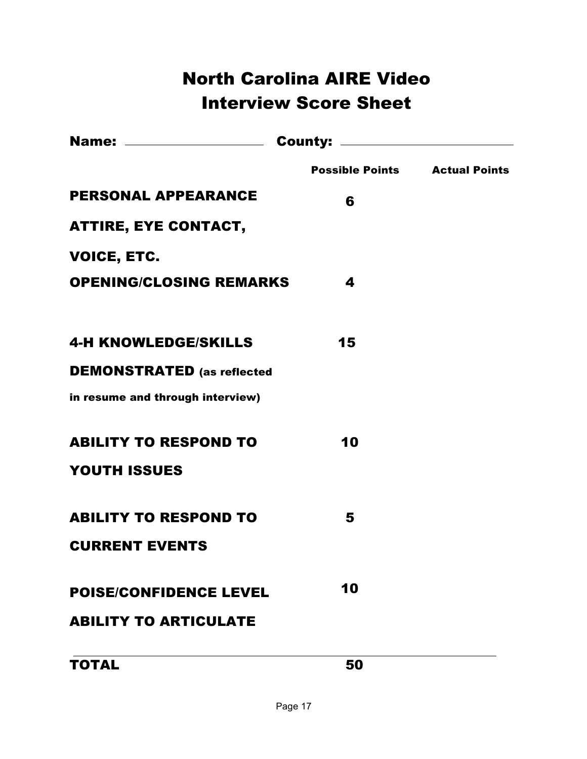# North Carolina AIRE Video Interview Score Sheet

**Name:** ____________________ **County:** ________________________

| | Possible Points | Actual Points |
|---|---|---|
| **PERSONAL APPEARANCE ATTIRE, EYE CONTACT, VOICE, ETC.** | **6** | |
| **OPENING/CLOSING REMARKS** | **4** | |
| **4-H KNOWLEDGE/SKILLS DEMONSTRATED (as reflected in resume and through interview)** | **15** | |
| **ABILITY TO RESPOND TO YOUTH ISSUES** | **10** | |
| **ABILITY TO RESPOND TO CURRENT EVENTS** | **5** | |
| **POISE/CONFIDENCE LEVEL ABILITY TO ARTICULATE** | **10** | |
| **TOTAL** | **50** | |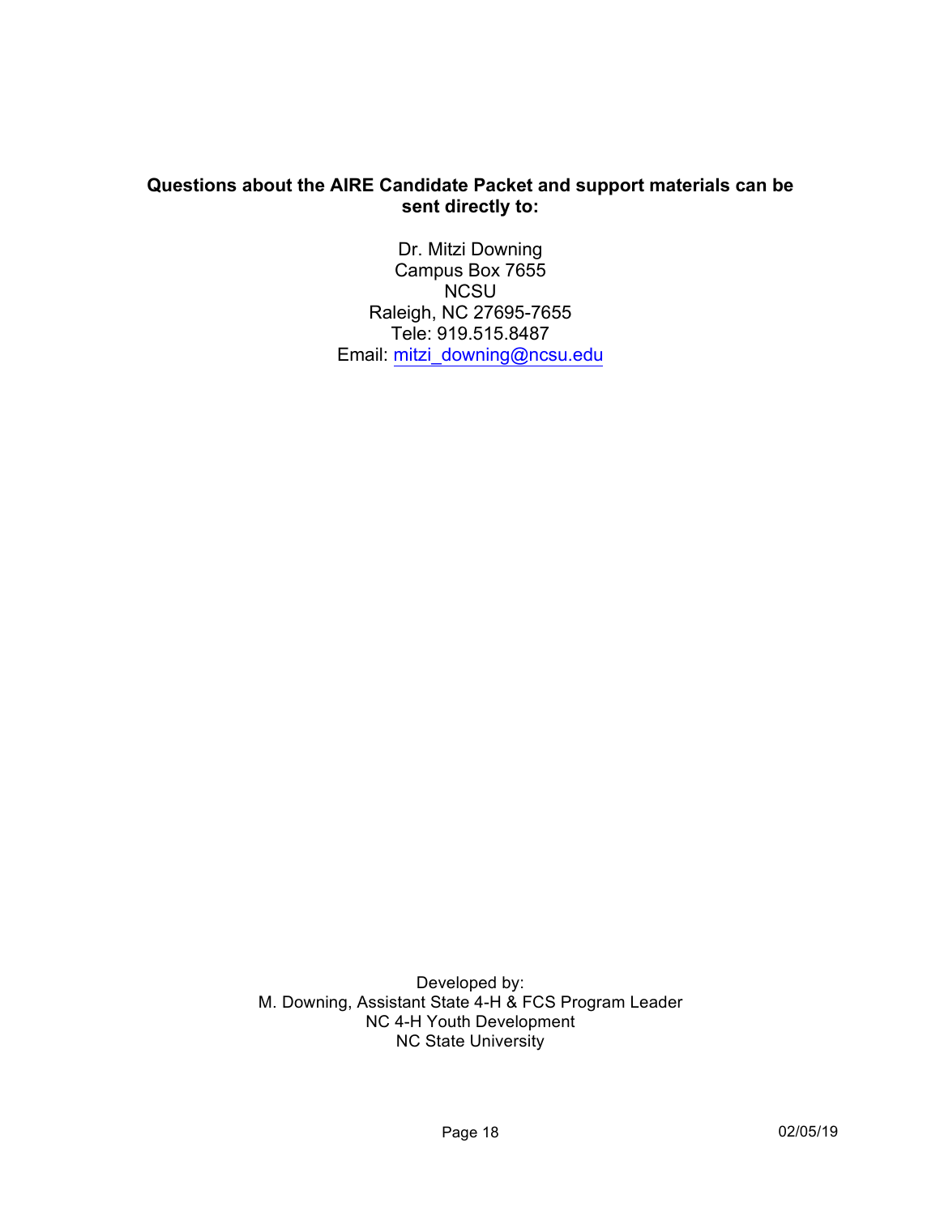**Questions about the AIRE Candidate Packet and support materials can be sent directly to:**

Dr. Mitzi Downing
Campus Box 7655
NCSU
Raleigh, NC 27695-7655
Tele: 919.515.8487
Email: mitzi_downing@ncsu.edu

Developed by:
M. Downing, Assistant State 4-H & FCS Program Leader
NC 4-H Youth Development
NC State University

02/05/19